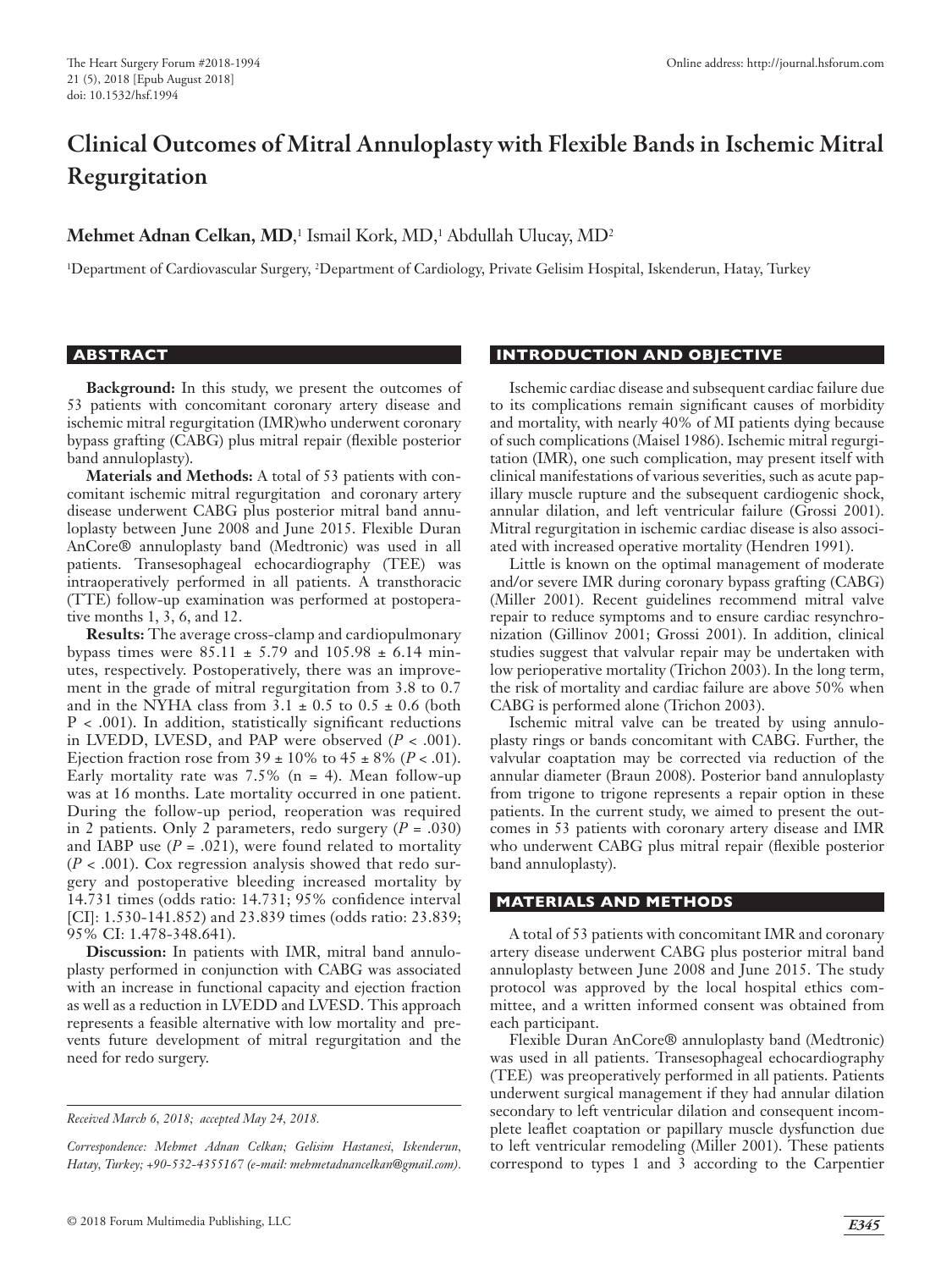# Clinical Outcomes of Mitral Annuloplasty with Flexible Bands in Ischemic Mitral Regurgitation

**Mehmet Adnan Celkan, MD**,[1] Ismail Kork, MD,[1] Abdullah Ulucay, MD[2]

[1]Department of Cardiovascular Surgery, [2]Department of Cardiology, Private Gelisim Hospital, Iskenderun, Hatay, Turkey

## ABSTRACT

**Background:** In this study, we present the outcomes of 53 patients with concomitant coronary artery disease and ischemic mitral regurgitation (IMR)who underwent coronary bypass grafting (CABG) plus mitral repair (flexible posterior band annuloplasty).

**Materials and Methods:** A total of 53 patients with concomitant ischemic mitral regurgitation and coronary artery disease underwent CABG plus posterior mitral band annuloplasty between June 2008 and June 2015. Flexible Duran AnCore® annuloplasty band (Medtronic) was used in all patients. Transesophageal echocardiography (TEE) was intraoperatively performed in all patients. A transthoracic (TTE) follow-up examination was performed at postoperative months 1, 3, 6, and 12.

**Results:** The average cross-clamp and cardiopulmonary bypass times were $85.11 \pm 5.79$ and $105.98 \pm 6.14$ minutes, respectively. Postoperatively, there was an improvement in the grade of mitral regurgitation from 3.8 to 0.7 and in the NYHA class from $3.1 \pm 0.5$ to $0.5 \pm 0.6$ (both $P < .001$). In addition, statistically significant reductions in LVEDD, LVESD, and PAP were observed ($P < .001$). Ejection fraction rose from $39 \pm 10\%$ to $45 \pm 8\%$ ($P < .01$). Early mortality rate was 7.5% (n = 4). Mean follow-up was at 16 months. Late mortality occurred in one patient. During the follow-up period, reoperation was required in 2 patients. Only 2 parameters, redo surgery ($P = .030$) and IABP use ($P = .021$), were found related to mortality ($P < .001$). Cox regression analysis showed that redo surgery and postoperative bleeding increased mortality by 14.731 times (odds ratio: 14.731; 95% confidence interval [CI]: 1.530-141.852) and 23.839 times (odds ratio: 23.839; 95% CI: 1.478-348.641).

**Discussion:** In patients with IMR, mitral band annuloplasty performed in conjunction with CABG was associated with an increase in functional capacity and ejection fraction as well as a reduction in LVEDD and LVESD. This approach represents a feasible alternative with low mortality and prevents future development of mitral regurgitation and the need for redo surgery.

*Received March 6, 2018; accepted May 24, 2018.*

*Correspondence: Mehmet Adnan Celkan; Gelisim Hastanesi, Iskenderun, Hatay, Turkey; +90-532-4355167 (e-mail: mehmetadnancelkan@gmail.com).*

## INTRODUCTION AND OBJECTIVE

Ischemic cardiac disease and subsequent cardiac failure due to its complications remain significant causes of morbidity and mortality, with nearly 40% of MI patients dying because of such complications (Maisel 1986). Ischemic mitral regurgitation (IMR), one such complication, may present itself with clinical manifestations of various severities, such as acute papillary muscle rupture and the subsequent cardiogenic shock, annular dilation, and left ventricular failure (Grossi 2001). Mitral regurgitation in ischemic cardiac disease is also associated with increased operative mortality (Hendren 1991).

Little is known on the optimal management of moderate and/or severe IMR during coronary bypass grafting (CABG) (Miller 2001). Recent guidelines recommend mitral valve repair to reduce symptoms and to ensure cardiac resynchronization (Gillinov 2001; Grossi 2001). In addition, clinical studies suggest that valvular repair may be undertaken with low perioperative mortality (Trichon 2003). In the long term, the risk of mortality and cardiac failure are above 50% when CABG is performed alone (Trichon 2003).

Ischemic mitral valve can be treated by using annuloplasty rings or bands concomitant with CABG. Further, the valvular coaptation may be corrected via reduction of the annular diameter (Braun 2008). Posterior band annuloplasty from trigone to trigone represents a repair option in these patients. In the current study, we aimed to present the outcomes in 53 patients with coronary artery disease and IMR who underwent CABG plus mitral repair (flexible posterior band annuloplasty).

## MATERIALS AND METHODS

A total of 53 patients with concomitant IMR and coronary artery disease underwent CABG plus posterior mitral band annuloplasty between June 2008 and June 2015. The study protocol was approved by the local hospital ethics committee, and a written informed consent was obtained from each participant.

Flexible Duran AnCore® annuloplasty band (Medtronic) was used in all patients. Transesophageal echocardiography (TEE) was preoperatively performed in all patients. Patients underwent surgical management if they had annular dilation secondary to left ventricular dilation and consequent incomplete leaflet coaptation or papillary muscle dysfunction due to left ventricular remodeling (Miller 2001). These patients correspond to types 1 and 3 according to the Carpentier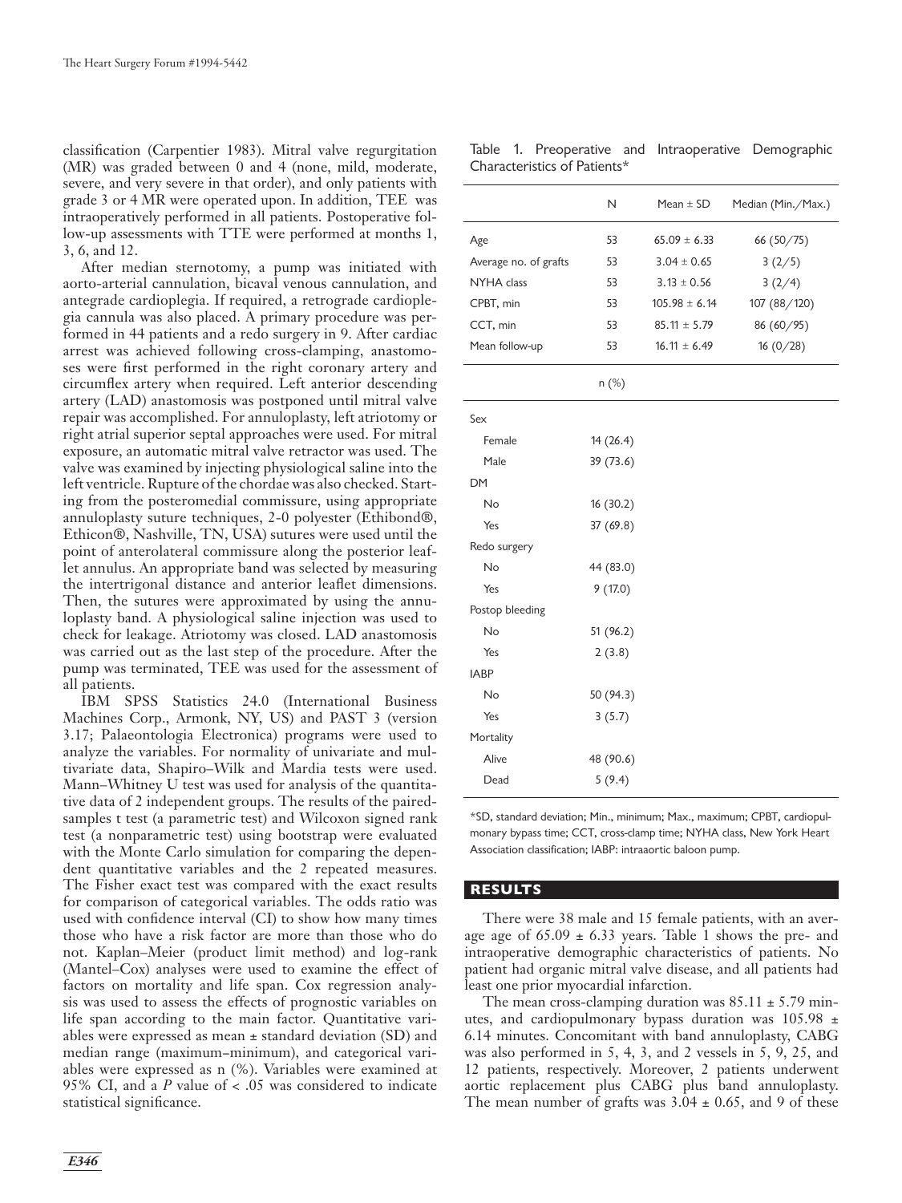classification (Carpentier 1983). Mitral valve regurgitation (MR) was graded between 0 and 4 (none, mild, moderate, severe, and very severe in that order), and only patients with grade 3 or 4 MR were operated upon. In addition, TEE was intraoperatively performed in all patients. Postoperative follow-up assessments with TTE were performed at months 1, 3, 6, and 12.

After median sternotomy, a pump was initiated with aorto-arterial cannulation, bicaval venous cannulation, and antegrade cardioplegia. If required, a retrograde cardioplegia cannula was also placed. A primary procedure was performed in 44 patients and a redo surgery in 9. After cardiac arrest was achieved following cross-clamping, anastomoses were first performed in the right coronary artery and circumflex artery when required. Left anterior descending artery (LAD) anastomosis was postponed until mitral valve repair was accomplished. For annuloplasty, left atriotomy or right atrial superior septal approaches were used. For mitral exposure, an automatic mitral valve retractor was used. The valve was examined by injecting physiological saline into the left ventricle. Rupture of the chordae was also checked. Starting from the posteromedial commissure, using appropriate annuloplasty suture techniques, 2-0 polyester (Ethibond®, Ethicon®, Nashville, TN, USA) sutures were used until the point of anterolateral commissure along the posterior leaflet annulus. An appropriate band was selected by measuring the intertrigonal distance and anterior leaflet dimensions. Then, the sutures were approximated by using the annuloplasty band. A physiological saline injection was used to check for leakage. Atriotomy was closed. LAD anastomosis was carried out as the last step of the procedure. After the pump was terminated, TEE was used for the assessment of all patients.

IBM SPSS Statistics 24.0 (International Business Machines Corp., Armonk, NY, US) and PAST 3 (version 3.17; Palaeontologia Electronica) programs were used to analyze the variables. For normality of univariate and multivariate data, Shapiro–Wilk and Mardia tests were used. Mann–Whitney U test was used for analysis of the quantitative data of 2 independent groups. The results of the paired-samples t test (a parametric test) and Wilcoxon signed rank test (a nonparametric test) using bootstrap were evaluated with the Monte Carlo simulation for comparing the dependent quantitative variables and the 2 repeated measures. The Fisher exact test was compared with the exact results for comparison of categorical variables. The odds ratio was used with confidence interval (CI) to show how many times those who have a risk factor are more than those who do not. Kaplan–Meier (product limit method) and log-rank (Mantel–Cox) analyses were used to examine the effect of factors on mortality and life span. Cox regression analysis was used to assess the effects of prognostic variables on life span according to the main factor. Quantitative variables were expressed as mean ± standard deviation (SD) and median range (maximum–minimum), and categorical variables were expressed as n (%). Variables were examined at 95% CI, and a *P* value of < .05 was considered to indicate statistical significance.

Table 1. Preoperative and Intraoperative Demographic Characteristics of Patients*

| | N | Mean ± SD | Median (Min./Max.) |
|---|---|---|---|
| Age | 53 | 65.09 ± 6.33 | 66 (50/75) |
| Average no. of grafts | 53 | 3.04 ± 0.65 | 3 (2/5) |
| NYHA class | 53 | 3.13 ± 0.56 | 3 (2/4) |
| CPBT, min | 53 | 105.98 ± 6.14 | 107 (88/120) |
| CCT, min | 53 | 85.11 ± 5.79 | 86 (60/95) |
| Mean follow-up | 53 | 16.11 ± 6.49 | 16 (0/28) |
| | n (%) | | |
| Sex | | | |
| Female | 14 (26.4) | | |
| Male | 39 (73.6) | | |
| DM | | | |
| No | 16 (30.2) | | |
| Yes | 37 (69.8) | | |
| Redo surgery | | | |
| No | 44 (83.0) | | |
| Yes | 9 (17.0) | | |
| Postop bleeding | | | |
| No | 51 (96.2) | | |
| Yes | 2 (3.8) | | |
| IABP | | | |
| No | 50 (94.3) | | |
| Yes | 3 (5.7) | | |
| Mortality | | | |
| Alive | 48 (90.6) | | |
| Dead | 5 (9.4) | | |

*SD, standard deviation; Min., minimum; Max., maximum; CPBT, cardiopulmonary bypass time; CCT, cross-clamp time; NYHA class, New York Heart Association classification; IABP: intraaortic baloon pump.

## RESULTS

There were 38 male and 15 female patients, with an average age of 65.09 ± 6.33 years. Table 1 shows the pre- and intraoperative demographic characteristics of patients. No patient had organic mitral valve disease, and all patients had least one prior myocardial infarction.

The mean cross-clamping duration was 85.11 ± 5.79 minutes, and cardiopulmonary bypass duration was 105.98 ± 6.14 minutes. Concomitant with band annuloplasty, CABG was also performed in 5, 4, 3, and 2 vessels in 5, 9, 25, and 12 patients, respectively. Moreover, 2 patients underwent aortic replacement plus CABG plus band annuloplasty. The mean number of grafts was 3.04 ± 0.65, and 9 of these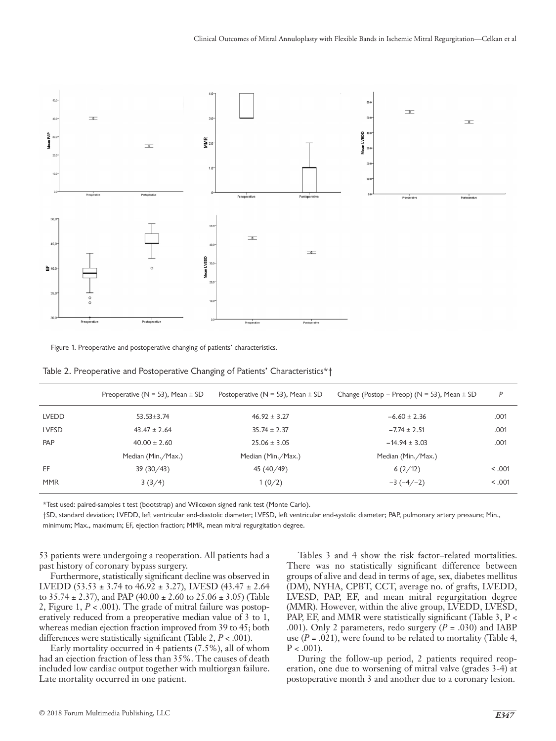Figure 1. Preoperative and postoperative changing of patients' characteristics.

Table 2. Preoperative and Postoperative Changing of Patients' Characteristics*†

| | Preoperative (N = 53), Mean ± SD | Postoperative (N = 53), Mean ± SD | Change (Postop – Preop) (N = 53), Mean ± SD | *P* |
|---|---|---|---|---|
| LVEDD | 53.53±3.74 | 46.92 ± 3.27 | −6.60 ± 2.36 | .001 |
| LVESD | 43.47 ± 2.64 | 35.74 ± 2.37 | −7.74 ± 2.51 | .001 |
| PAP | 40.00 ± 2.60 | 25.06 ± 3.05 | −14.94 ± 3.03 | .001 |
| | Median (Min./Max.) | Median (Min./Max.) | Median (Min./Max.) | |
| EF | 39 (30/43) | 45 (40/49) | 6 (2/12) | < .001 |
| MMR | 3 (3/4) | 1 (0/2) | −3 (−4/−2) | < .001 |

*Test used: paired-samples t test (bootstrap) and Wilcoxon signed rank test (Monte Carlo).

†SD, standard deviation; LVEDD, left ventricular end-diastolic diameter; LVESD, left ventricular end-systolic diameter; PAP, pulmonary artery pressure; Min., minimum; Max., maximum; EF, ejection fraction; MMR, mean mitral regurgitation degree.

53 patients were undergoing a reoperation. All patients had a past history of coronary bypass surgery.

Furthermore, statistically significant decline was observed in LVEDD (53.53 ± 3.74 to 46.92 ± 3.27), LVESD (43.47 ± 2.64 to 35.74 ± 2.37), and PAP (40.00 ± 2.60 to 25.06 ± 3.05) (Table 2, Figure 1, $P < .001$). The grade of mitral failure was postoperatively reduced from a preoperative median value of 3 to 1, whereas median ejection fraction improved from 39 to 45; both differences were statistically significant (Table 2, $P < .001$).

Early mortality occurred in 4 patients (7.5%), all of whom had an ejection fraction of less than 35%. The causes of death included low cardiac output together with multiorgan failure. Late mortality occurred in one patient.

Tables 3 and 4 show the risk factor–related mortalities. There was no statistically significant difference between groups of alive and dead in terms of age, sex, diabetes mellitus (DM), NYHA, CPBT, CCT, average no. of grafts, LVEDD, LVESD, PAP, EF, and mean mitral regurgitation degree (MMR). However, within the alive group, LVEDD, LVESD, PAP, EF, and MMR were statistically significant (Table 3, $P < .001$). Only 2 parameters, redo surgery ($P = .030$) and IABP use ($P = .021$), were found to be related to mortality (Table 4, $P < .001$).

During the follow-up period, 2 patients required reoperation, one due to worsening of mitral valve (grades 3-4) at postoperative month 3 and another due to a coronary lesion.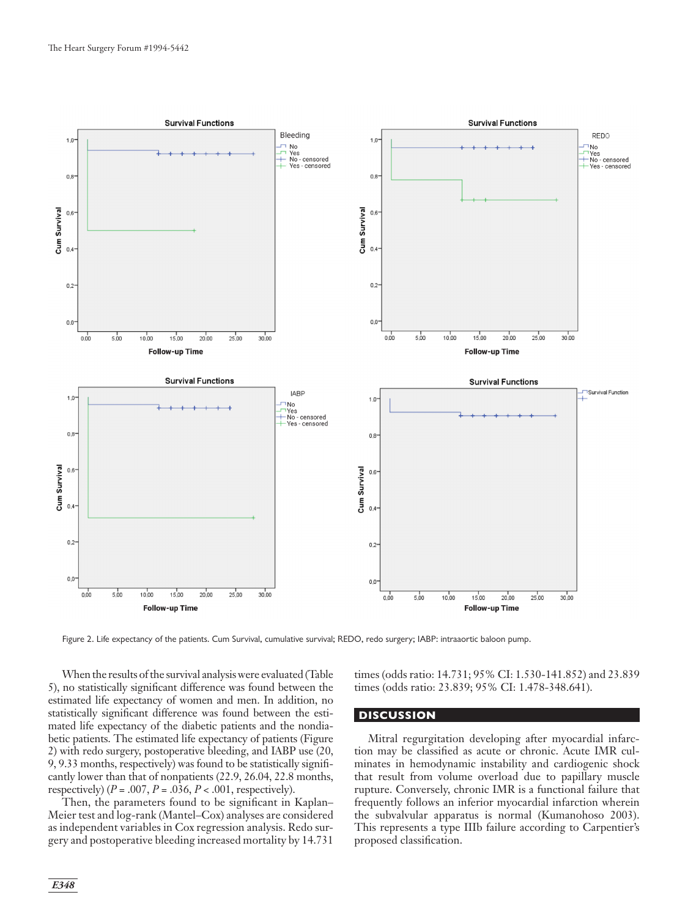Figure 2. Life expectancy of the patients. Cum Survival, cumulative survival; REDO, redo surgery; IABP: intraaortic baloon pump.

When the results of the survival analysis were evaluated (Table 5), no statistically significant difference was found between the estimated life expectancy of women and men. In addition, no statistically significant difference was found between the estimated life expectancy of the diabetic patients and the nondiabetic patients. The estimated life expectancy of patients (Figure 2) with redo surgery, postoperative bleeding, and IABP use (20, 9, 9.33 months, respectively) was found to be statistically significantly lower than that of nonpatients (22.9, 26.04, 22.8 months, respectively) ($P = .007$, $P = .036$, $P < .001$, respectively).

Then, the parameters found to be significant in Kaplan–Meier test and log-rank (Mantel–Cox) analyses are considered as independent variables in Cox regression analysis. Redo surgery and postoperative bleeding increased mortality by 14.731 times (odds ratio: 14.731; 95% CI: 1.530-141.852) and 23.839 times (odds ratio: 23.839; 95% CI: 1.478-348.641).

## DISCUSSION

Mitral regurgitation developing after myocardial infarction may be classified as acute or chronic. Acute IMR culminates in hemodynamic instability and cardiogenic shock that result from volume overload due to papillary muscle rupture. Conversely, chronic IMR is a functional failure that frequently follows an inferior myocardial infarction wherein the subvalvular apparatus is normal (Kumanohoso 2003). This represents a type IIIb failure according to Carpentier's proposed classification.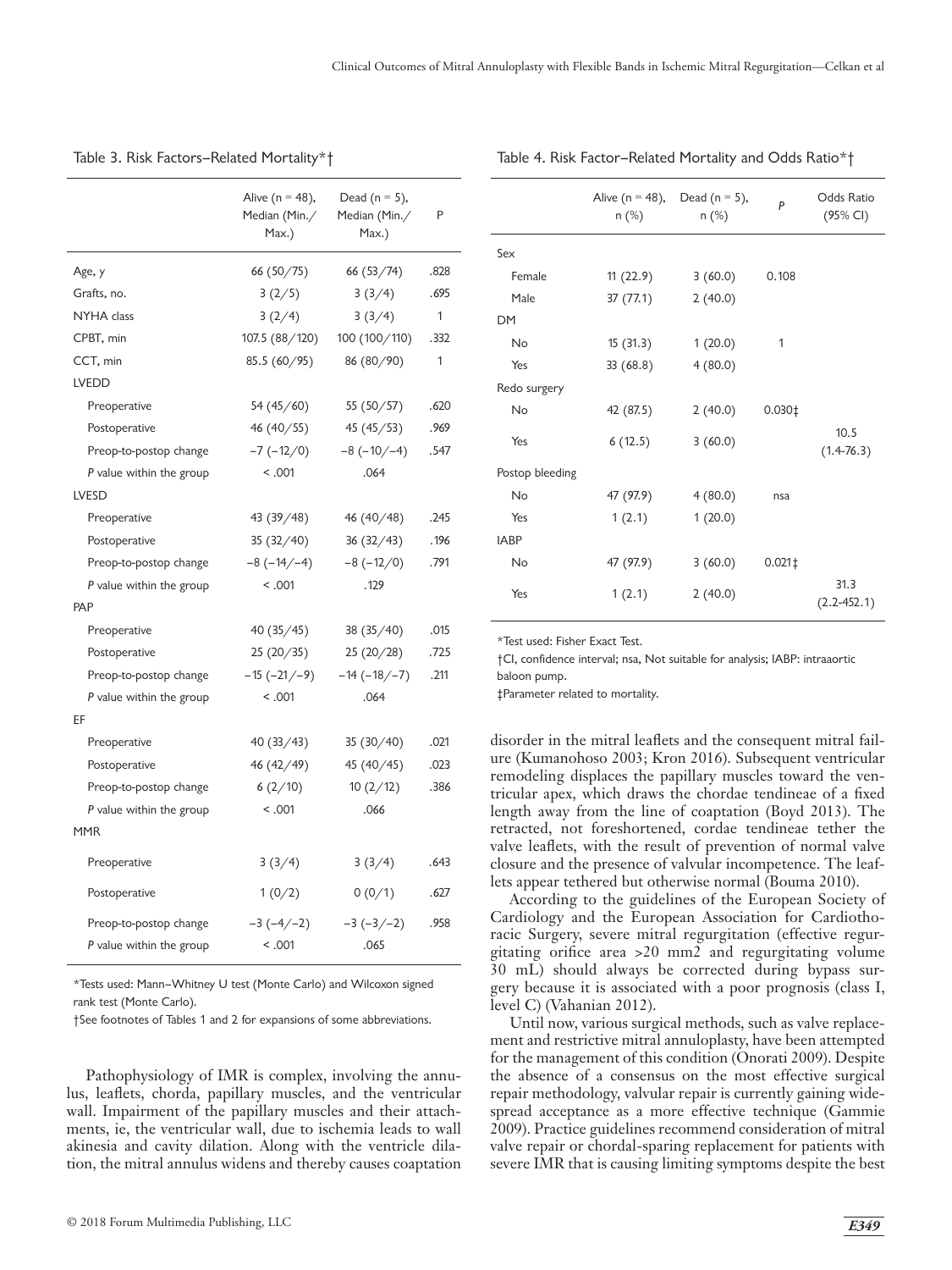Table 3. Risk Factors–Related Mortality*†

| | Alive (n = 48), Median (Min./ Max.) | Dead (n = 5), Median (Min./ Max.) | P |
|---|---|---|---|
| Age, y | 66 (50/75) | 66 (53/74) | .828 |
| Grafts, no. | 3 (2/5) | 3 (3/4) | .695 |
| NYHA class | 3 (2/4) | 3 (3/4) | 1 |
| CPBT, min | 107.5 (88/120) | 100 (100/110) | .332 |
| CCT, min | 85.5 (60/95) | 86 (80/90) | 1 |
| LVEDD | | | |
| Preoperative | 54 (45/60) | 55 (50/57) | .620 |
| Postoperative | 46 (40/55) | 45 (45/53) | .969 |
| Preop-to-postop change | −7 (−12/0) | −8 (−10/−4) | .547 |
| *P* value within the group | < .001 | .064 | |
| LVESD | | | |
| Preoperative | 43 (39/48) | 46 (40/48) | .245 |
| Postoperative | 35 (32/40) | 36 (32/43) | .196 |
| Preop-to-postop change | −8 (−14/−4) | −8 (−12/0) | .791 |
| *P* value within the group | < .001 | .129 | |
| PAP | | | |
| Preoperative | 40 (35/45) | 38 (35/40) | .015 |
| Postoperative | 25 (20/35) | 25 (20/28) | .725 |
| Preop-to-postop change | −15 (−21/−9) | −14 (−18/−7) | .211 |
| *P* value within the group | < .001 | .064 | |
| EF | | | |
| Preoperative | 40 (33/43) | 35 (30/40) | .021 |
| Postoperative | 46 (42/49) | 45 (40/45) | .023 |
| Preop-to-postop change | 6 (2/10) | 10 (2/12) | .386 |
| *P* value within the group | < .001 | .066 | |
| MMR | | | |
| Preoperative | 3 (3/4) | 3 (3/4) | .643 |
| Postoperative | 1 (0/2) | 0 (0/1) | .627 |
| Preop-to-postop change | −3 (−4/−2) | −3 (−3/−2) | .958 |
| *P* value within the group | < .001 | .065 | |

*Tests used: Mann–Whitney U test (Monte Carlo) and Wilcoxon signed rank test (Monte Carlo).

†See footnotes of Tables 1 and 2 for expansions of some abbreviations.

Table 4. Risk Factor–Related Mortality and Odds Ratio*†

| | Alive (n = 48), n (%) | Dead (n = 5), n (%) | *P* | Odds Ratio (95% CI) |
|---|---|---|---|---|
| Sex | | | | |
| Female | 11 (22.9) | 3 (60.0) | 0.108 | |
| Male | 37 (77.1) | 2 (40.0) | | |
| DM | | | | |
| No | 15 (31.3) | 1 (20.0) | 1 | |
| Yes | 33 (68.8) | 4 (80.0) | | |
| Redo surgery | | | | |
| No | 42 (87.5) | 2 (40.0) | 0.030‡ | |
| Yes | 6 (12.5) | 3 (60.0) | | 10.5 (1.4-76.3) |
| Postop bleeding | | | | |
| No | 47 (97.9) | 4 (80.0) | nsa | |
| Yes | 1 (2.1) | 1 (20.0) | | |
| IABP | | | | |
| No | 47 (97.9) | 3 (60.0) | 0.021‡ | |
| Yes | 1 (2.1) | 2 (40.0) | | 31.3 (2.2-452.1) |

*Test used: Fisher Exact Test.

†CI, confidence interval; nsa, Not suitable for analysis; IABP: intraaortic baloon pump.

‡Parameter related to mortality.

Pathophysiology of IMR is complex, involving the annulus, leaflets, chorda, papillary muscles, and the ventricular wall. Impairment of the papillary muscles and their attachments, ie, the ventricular wall, due to ischemia leads to wall akinesia and cavity dilation. Along with the ventricle dilation, the mitral annulus widens and thereby causes coaptation disorder in the mitral leaflets and the consequent mitral failure (Kumanohoso 2003; Kron 2016). Subsequent ventricular remodeling displaces the papillary muscles toward the ventricular apex, which draws the chordae tendineae of a fixed length away from the line of coaptation (Boyd 2013). The retracted, not foreshortened, cordae tendineae tether the valve leaflets, with the result of prevention of normal valve closure and the presence of valvular incompetence. The leaflets appear tethered but otherwise normal (Bouma 2010).

According to the guidelines of the European Society of Cardiology and the European Association for Cardiothoracic Surgery, severe mitral regurgitation (effective regurgitating orifice area >20 mm2 and regurgitating volume 30 mL) should always be corrected during bypass surgery because it is associated with a poor prognosis (class I, level C) (Vahanian 2012).

Until now, various surgical methods, such as valve replacement and restrictive mitral annuloplasty, have been attempted for the management of this condition (Onorati 2009). Despite the absence of a consensus on the most effective surgical repair methodology, valvular repair is currently gaining widespread acceptance as a more effective technique (Gammie 2009). Practice guidelines recommend consideration of mitral valve repair or chordal-sparing replacement for patients with severe IMR that is causing limiting symptoms despite the best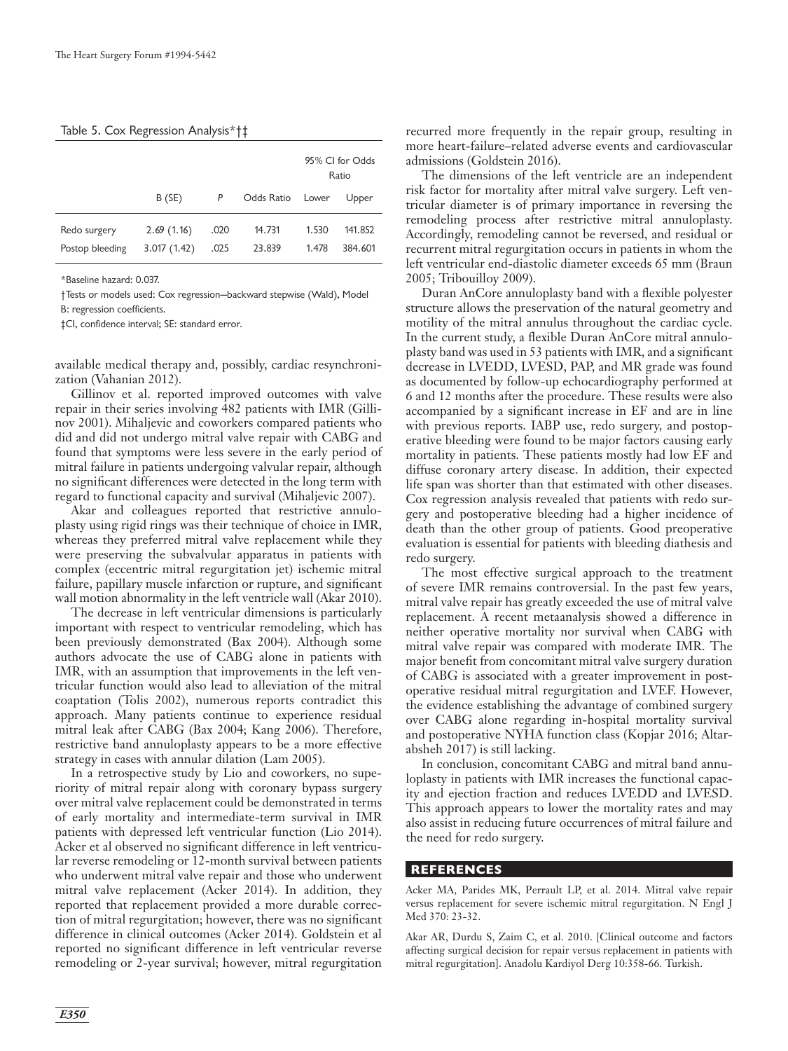Table 5. Cox Regression Analysis*†‡

| | B (SE) | P | Odds Ratio | 95% CI for Odds Ratio | |
|---|---|---|---|---|---|
| | | | | Lower | Upper |
| Redo surgery | 2.69 (1.16) | .020 | 14.731 | 1.530 | 141.852 |
| Postop bleeding | 3.017 (1.42) | .025 | 23.839 | 1.478 | 384.601 |

*Baseline hazard: 0.037.

†Tests or models used: Cox regression–backward stepwise (Wald), Model B: regression coefficients.

‡CI, confidence interval; SE: standard error.

available medical therapy and, possibly, cardiac resynchronization (Vahanian 2012).

Gillinov et al. reported improved outcomes with valve repair in their series involving 482 patients with IMR (Gillinov 2001). Mihaljevic and coworkers compared patients who did and did not undergo mitral valve repair with CABG and found that symptoms were less severe in the early period of mitral failure in patients undergoing valvular repair, although no significant differences were detected in the long term with regard to functional capacity and survival (Mihaljevic 2007).

Akar and colleagues reported that restrictive annuloplasty using rigid rings was their technique of choice in IMR, whereas they preferred mitral valve replacement while they were preserving the subvalvular apparatus in patients with complex (eccentric mitral regurgitation jet) ischemic mitral failure, papillary muscle infarction or rupture, and significant wall motion abnormality in the left ventricle wall (Akar 2010).

The decrease in left ventricular dimensions is particularly important with respect to ventricular remodeling, which has been previously demonstrated (Bax 2004). Although some authors advocate the use of CABG alone in patients with IMR, with an assumption that improvements in the left ventricular function would also lead to alleviation of the mitral coaptation (Tolis 2002), numerous reports contradict this approach. Many patients continue to experience residual mitral leak after CABG (Bax 2004; Kang 2006). Therefore, restrictive band annuloplasty appears to be a more effective strategy in cases with annular dilation (Lam 2005).

In a retrospective study by Lio and coworkers, no superiority of mitral repair along with coronary bypass surgery over mitral valve replacement could be demonstrated in terms of early mortality and intermediate-term survival in IMR patients with depressed left ventricular function (Lio 2014). Acker et al observed no significant difference in left ventricular reverse remodeling or 12-month survival between patients who underwent mitral valve repair and those who underwent mitral valve replacement (Acker 2014). In addition, they reported that replacement provided a more durable correction of mitral regurgitation; however, there was no significant difference in clinical outcomes (Acker 2014). Goldstein et al reported no significant difference in left ventricular reverse remodeling or 2-year survival; however, mitral regurgitation recurred more frequently in the repair group, resulting in more heart-failure–related adverse events and cardiovascular admissions (Goldstein 2016).

The dimensions of the left ventricle are an independent risk factor for mortality after mitral valve surgery. Left ventricular diameter is of primary importance in reversing the remodeling process after restrictive mitral annuloplasty. Accordingly, remodeling cannot be reversed, and residual or recurrent mitral regurgitation occurs in patients in whom the left ventricular end-diastolic diameter exceeds 65 mm (Braun 2005; Tribouilloy 2009).

Duran AnCore annuloplasty band with a flexible polyester structure allows the preservation of the natural geometry and motility of the mitral annulus throughout the cardiac cycle. In the current study, a flexible Duran AnCore mitral annuloplasty band was used in 53 patients with IMR, and a significant decrease in LVEDD, LVESD, PAP, and MR grade was found as documented by follow-up echocardiography performed at 6 and 12 months after the procedure. These results were also accompanied by a significant increase in EF and are in line with previous reports. IABP use, redo surgery, and postoperative bleeding were found to be major factors causing early mortality in patients. These patients mostly had low EF and diffuse coronary artery disease. In addition, their expected life span was shorter than that estimated with other diseases. Cox regression analysis revealed that patients with redo surgery and postoperative bleeding had a higher incidence of death than the other group of patients. Good preoperative evaluation is essential for patients with bleeding diathesis and redo surgery.

The most effective surgical approach to the treatment of severe IMR remains controversial. In the past few years, mitral valve repair has greatly exceeded the use of mitral valve replacement. A recent metaanalysis showed a difference in neither operative mortality nor survival when CABG with mitral valve repair was compared with moderate IMR. The major benefit from concomitant mitral valve surgery duration of CABG is associated with a greater improvement in postoperative residual mitral regurgitation and LVEF. However, the evidence establishing the advantage of combined surgery over CABG alone regarding in-hospital mortality survival and postoperative NYHA function class (Kopjar 2016; Altarabsheh 2017) is still lacking.

In conclusion, concomitant CABG and mitral band annuloplasty in patients with IMR increases the functional capacity and ejection fraction and reduces LVEDD and LVESD. This approach appears to lower the mortality rates and may also assist in reducing future occurrences of mitral failure and the need for redo surgery.

## REFERENCES

Acker MA, Parides MK, Perrault LP, et al. 2014. Mitral valve repair versus replacement for severe ischemic mitral regurgitation. N Engl J Med 370: 23-32.

Akar AR, Durdu S, Zaim C, et al. 2010. [Clinical outcome and factors affecting surgical decision for repair versus replacement in patients with mitral regurgitation]. Anadolu Kardiyol Derg 10:358-66. Turkish.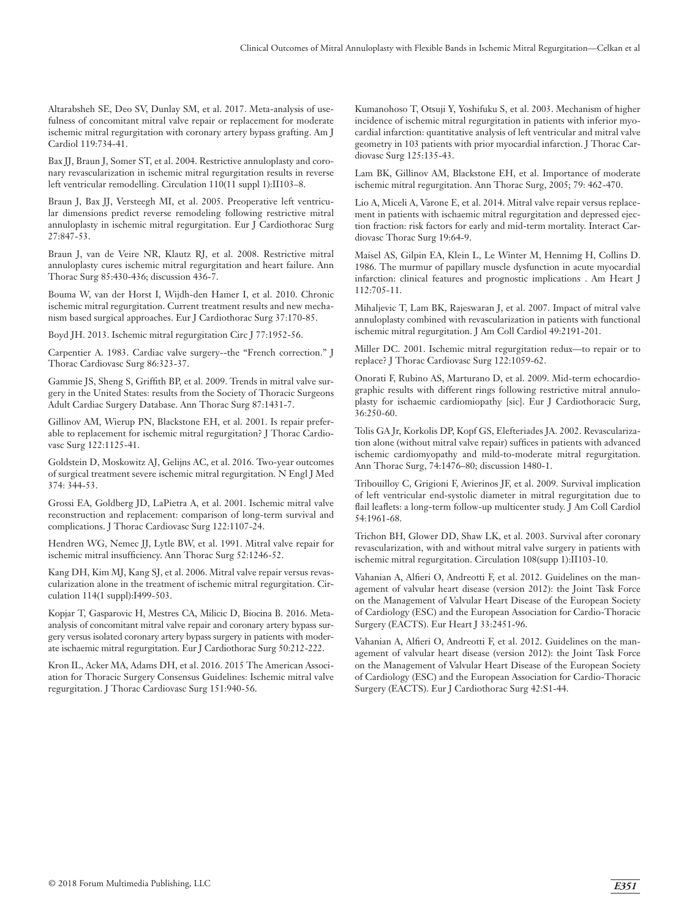Altarabsheh SE, Deo SV, Dunlay SM, et al. 2017. Meta-analysis of usefulness of concomitant mitral valve repair or replacement for moderate ischemic mitral regurgitation with coronary artery bypass grafting. Am J Cardiol 119:734-41.

Bax JJ, Braun J, Somer ST, et al. 2004. Restrictive annuloplasty and coronary revascularization in ischemic mitral regurgitation results in reverse left ventricular remodelling. Circulation 110(11 suppl 1):II103–8.

Braun J, Bax JJ, Versteegh MI, et al. 2005. Preoperative left ventricular dimensions predict reverse remodeling following restrictive mitral annuloplasty in ischemic mitral regurgitation. Eur J Cardiothorac Surg 27:847-53.

Braun J, van de Veire NR, Klautz RJ, et al. 2008. Restrictive mitral annuloplasty cures ischemic mitral regurgitation and heart failure. Ann Thorac Surg 85:430-436; discussion 436-7.

Bouma W, van der Horst I, Wijdh-den Hamer I, et al. 2010. Chronic ischemic mitral regurgitation. Current treatment results and new mechanism based surgical approaches. Eur J Cardiothorac Surg 37:170-85.

Boyd JH. 2013. Ischemic mitral regurgitation Circ J 77:1952-56.

Carpentier A. 1983. Cardiac valve surgery--the "French correction." J Thorac Cardiovasc Surg 86:323-37.

Gammie JS, Sheng S, Griffith BP, et al. 2009. Trends in mitral valve surgery in the United States: results from the Society of Thoracic Surgeons Adult Cardiac Surgery Database. Ann Thorac Surg 87:1431-7.

Gillinov AM, Wierup PN, Blackstone EH, et al. 2001. Is repair preferable to replacement for ischemic mitral regurgitation? J Thorac Cardiovasc Surg 122:1125-41.

Goldstein D, Moskowitz AJ, Gelijns AC, et al. 2016. Two-year outcomes of surgical treatment severe ischemic mitral regurgitation. N Engl J Med 374: 344-53.

Grossi EA, Goldberg JD, LaPietra A, et al. 2001. Ischemic mitral valve reconstruction and replacement: comparison of long-term survival and complications. J Thorac Cardiovasc Surg 122:1107-24.

Hendren WG, Nemec JJ, Lytle BW, et al. 1991. Mitral valve repair for ischemic mitral insufficiency. Ann Thorac Surg 52:1246-52.

Kang DH, Kim MJ, Kang SJ, et al. 2006. Mitral valve repair versus revascularization alone in the treatment of ischemic mitral regurgitation. Circulation 114(1 suppl):I499-503.

Kopjar T, Gasparovic H, Mestres CA, Milicic D, Biocina B. 2016. Meta-analysis of concomitant mitral valve repair and coronary artery bypass surgery versus isolated coronary artery bypass surgery in patients with moderate ischaemic mitral regurgitation. Eur J Cardiothorac Surg 50:212-222.

Kron IL, Acker MA, Adams DH, et al. 2016. 2015 The American Association for Thoracic Surgery Consensus Guidelines: Ischemic mitral valve regurgitation. J Thorac Cardiovasc Surg 151:940-56.

Kumanohoso T, Otsuji Y, Yoshifuku S, et al. 2003. Mechanism of higher incidence of ischemic mitral regurgitation in patients with inferior myocardial infarction: quantitative analysis of left ventricular and mitral valve geometry in 103 patients with prior myocardial infarction. J Thorac Cardiovasc Surg 125:135-43.

Lam BK, Gillinov AM, Blackstone EH, et al. Importance of moderate ischemic mitral regurgitation. Ann Thorac Surg, 2005; 79: 462-470.

Lio A, Miceli A, Varone E, et al. 2014. Mitral valve repair versus replacement in patients with ischaemic mitral regurgitation and depressed ejection fraction: risk factors for early and mid-term mortality. Interact Cardiovasc Thorac Surg 19:64-9.

Maisel AS, Gilpin EA, Klein L, Le Winter M, Hennimg H, Collins D. 1986. The murmur of papillary muscle dysfunction in acute myocardial infarction: clinical features and prognostic implications . Am Heart J 112:705-11.

Mihaljevic T, Lam BK, Rajeswaran J, et al. 2007. Impact of mitral valve annuloplasty combined with revascularization in patients with functional ischemic mitral regurgitation. J Am Coll Cardiol 49:2191-201.

Miller DC. 2001. Ischemic mitral regurgitation redux—to repair or to replace? J Thorac Cardiovasc Surg 122:1059-62.

Onorati F, Rubino AS, Marturano D, et al. 2009. Mid-term echocardiographic results with different rings following restrictive mitral annuloplasty for ischaemic cardiomiopathy [sic]. Eur J Cardiothoracic Surg, 36:250-60.

Tolis GA Jr, Korkolis DP, Kopf GS, Elefteriades JA. 2002. Revascularization alone (without mitral valve repair) suffices in patients with advanced ischemic cardiomyopathy and mild-to-moderate mitral regurgitation. Ann Thorac Surg, 74:1476–80; discussion 1480-1.

Tribouilloy C, Grigioni F, Avierinos JF, et al. 2009. Survival implication of left ventricular end-systolic diameter in mitral regurgitation due to flail leaflets: a long-term follow-up multicenter study. J Am Coll Cardiol 54:1961-68.

Trichon BH, Glower DD, Shaw LK, et al. 2003. Survival after coronary revascularization, with and without mitral valve surgery in patients with ischemic mitral regurgitation. Circulation 108(supp 1):II103-10.

Vahanian A, Alfieri O, Andreotti F, et al. 2012. Guidelines on the management of valvular heart disease (version 2012): the Joint Task Force on the Management of Valvular Heart Disease of the European Society of Cardiology (ESC) and the European Association for Cardio-Thoracic Surgery (EACTS). Eur Heart J 33:2451-96.

Vahanian A, Alfieri O, Andreotti F, et al. 2012. Guidelines on the management of valvular heart disease (version 2012): the Joint Task Force on the Management of Valvular Heart Disease of the European Society of Cardiology (ESC) and the European Association for Cardio-Thoracic Surgery (EACTS). Eur J Cardiothorac Surg 42:S1-44.